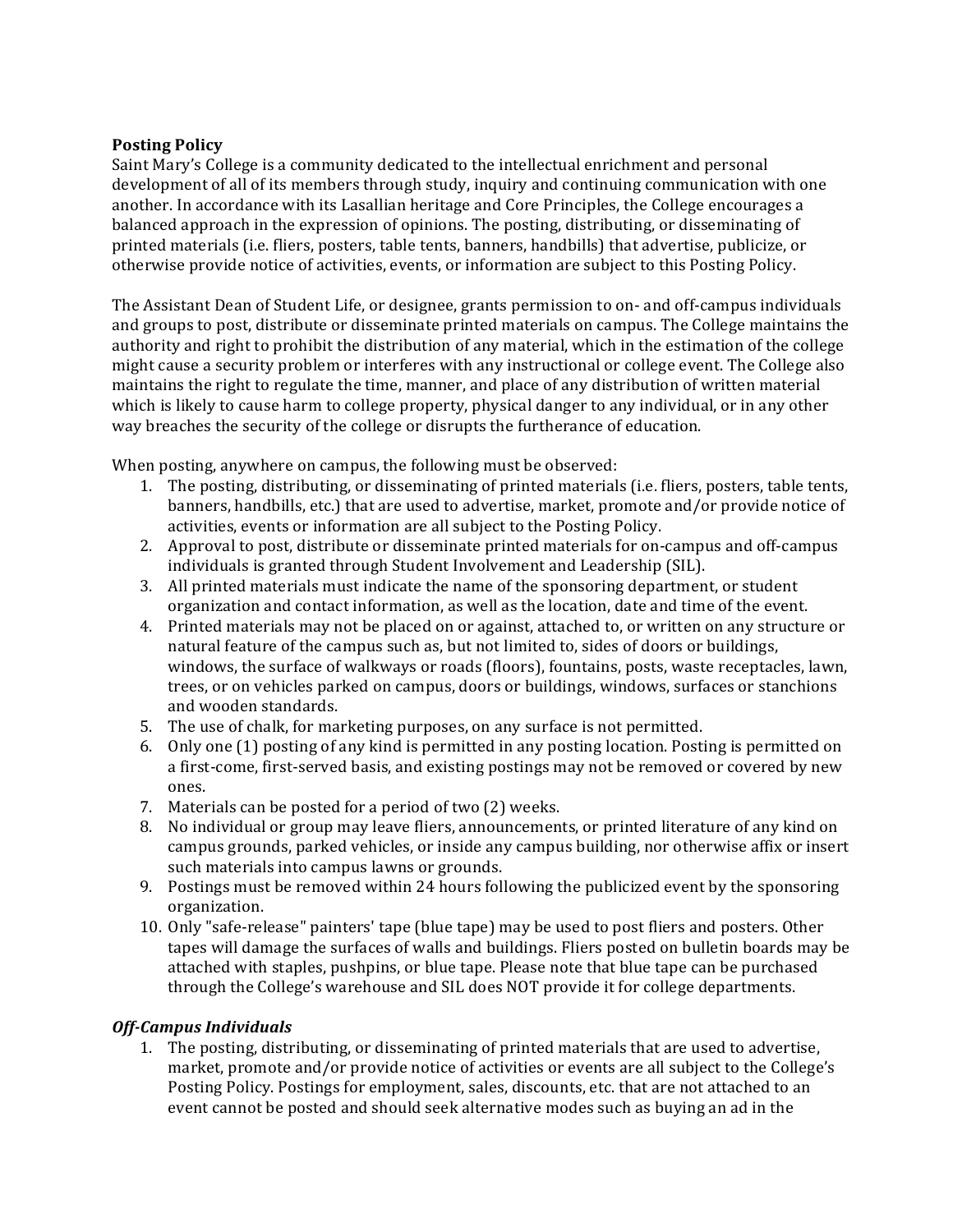**Posting Policy**

Saint Mary's College is a community dedicated to the intellectual enrichment and personal development of all of its members through study, inquiry and continuing communication with one another. In accordance with its Lasallian heritage and Core Principles, the College encourages a balanced approach in the expression of opinions. The posting, distributing, or disseminating of printed materials (i.e. fliers, posters, table tents, banners, handbills) that advertise, publicize, or otherwise provide notice of activities, events, or information are subject to this Posting Policy.

The Assistant Dean of Student Life, or designee, grants permission to on- and off-campus individuals and groups to post, distribute or disseminate printed materials on campus. The College maintains the authority and right to prohibit the distribution of any material, which in the estimation of the college might cause a security problem or interferes with any instructional or college event. The College also maintains the right to regulate the time, manner, and place of any distribution of written material which is likely to cause harm to college property, physical danger to any individual, or in any other way breaches the security of the college or disrupts the furtherance of education.

When posting, anywhere on campus, the following must be observed:

1. The posting, distributing, or disseminating of printed materials (i.e. fliers, posters, table tents, banners, handbills, etc.) that are used to advertise, market, promote and/or provide notice of activities, events or information are all subject to the Posting Policy.
2. Approval to post, distribute or disseminate printed materials for on-campus and off-campus individuals is granted through Student Involvement and Leadership (SIL).
3. All printed materials must indicate the name of the sponsoring department, or student organization and contact information, as well as the location, date and time of the event.
4. Printed materials may not be placed on or against, attached to, or written on any structure or natural feature of the campus such as, but not limited to, sides of doors or buildings, windows, the surface of walkways or roads (floors), fountains, posts, waste receptacles, lawn, trees, or on vehicles parked on campus, doors or buildings, windows, surfaces or stanchions and wooden standards.
5. The use of chalk, for marketing purposes, on any surface is not permitted.
6. Only one (1) posting of any kind is permitted in any posting location. Posting is permitted on a first-come, first-served basis, and existing postings may not be removed or covered by new ones.
7. Materials can be posted for a period of two (2) weeks.
8. No individual or group may leave fliers, announcements, or printed literature of any kind on campus grounds, parked vehicles, or inside any campus building, nor otherwise affix or insert such materials into campus lawns or grounds.
9. Postings must be removed within 24 hours following the publicized event by the sponsoring organization.
10. Only "safe-release" painters' tape (blue tape) may be used to post fliers and posters. Other tapes will damage the surfaces of walls and buildings. Fliers posted on bulletin boards may be attached with staples, pushpins, or blue tape. Please note that blue tape can be purchased through the College's warehouse and SIL does NOT provide it for college departments.

***Off-Campus Individuals***

1. The posting, distributing, or disseminating of printed materials that are used to advertise, market, promote and/or provide notice of activities or events are all subject to the College's Posting Policy. Postings for employment, sales, discounts, etc. that are not attached to an event cannot be posted and should seek alternative modes such as buying an ad in the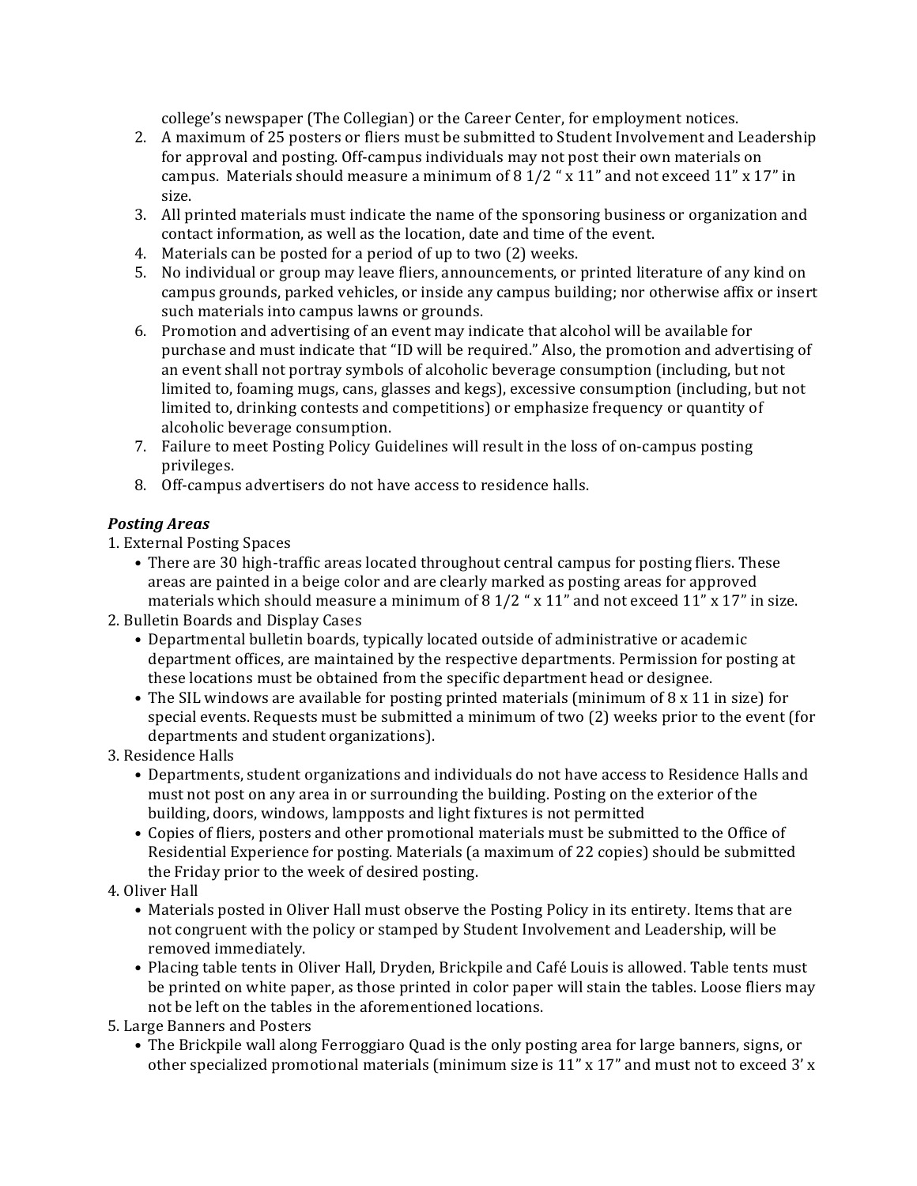college's newspaper (The Collegian) or the Career Center, for employment notices.

2. A maximum of 25 posters or fliers must be submitted to Student Involvement and Leadership for approval and posting. Off-campus individuals may not post their own materials on campus. Materials should measure a minimum of 8 1/2 " x 11" and not exceed 11" x 17" in size.
3. All printed materials must indicate the name of the sponsoring business or organization and contact information, as well as the location, date and time of the event.
4. Materials can be posted for a period of up to two (2) weeks.
5. No individual or group may leave fliers, announcements, or printed literature of any kind on campus grounds, parked vehicles, or inside any campus building; nor otherwise affix or insert such materials into campus lawns or grounds.
6. Promotion and advertising of an event may indicate that alcohol will be available for purchase and must indicate that "ID will be required." Also, the promotion and advertising of an event shall not portray symbols of alcoholic beverage consumption (including, but not limited to, foaming mugs, cans, glasses and kegs), excessive consumption (including, but not limited to, drinking contests and competitions) or emphasize frequency or quantity of alcoholic beverage consumption.
7. Failure to meet Posting Policy Guidelines will result in the loss of on-campus posting privileges.
8. Off-campus advertisers do not have access to residence halls.

***Posting Areas***

1. External Posting Spaces
    - There are 30 high-traffic areas located throughout central campus for posting fliers. These areas are painted in a beige color and are clearly marked as posting areas for approved materials which should measure a minimum of 8 1/2 " x 11" and not exceed 11" x 17" in size.
2. Bulletin Boards and Display Cases
    - Departmental bulletin boards, typically located outside of administrative or academic department offices, are maintained by the respective departments. Permission for posting at these locations must be obtained from the specific department head or designee.
    - The SIL windows are available for posting printed materials (minimum of 8 x 11 in size) for special events. Requests must be submitted a minimum of two (2) weeks prior to the event (for departments and student organizations).
3. Residence Halls
    - Departments, student organizations and individuals do not have access to Residence Halls and must not post on any area in or surrounding the building. Posting on the exterior of the building, doors, windows, lampposts and light fixtures is not permitted
    - Copies of fliers, posters and other promotional materials must be submitted to the Office of Residential Experience for posting. Materials (a maximum of 22 copies) should be submitted the Friday prior to the week of desired posting.
4. Oliver Hall
    - Materials posted in Oliver Hall must observe the Posting Policy in its entirety. Items that are not congruent with the policy or stamped by Student Involvement and Leadership, will be removed immediately.
    - Placing table tents in Oliver Hall, Dryden, Brickpile and Café Louis is allowed. Table tents must be printed on white paper, as those printed in color paper will stain the tables. Loose fliers may not be left on the tables in the aforementioned locations.
5. Large Banners and Posters
    - The Brickpile wall along Ferroggiaro Quad is the only posting area for large banners, signs, or other specialized promotional materials (minimum size is 11" x 17" and must not to exceed 3' x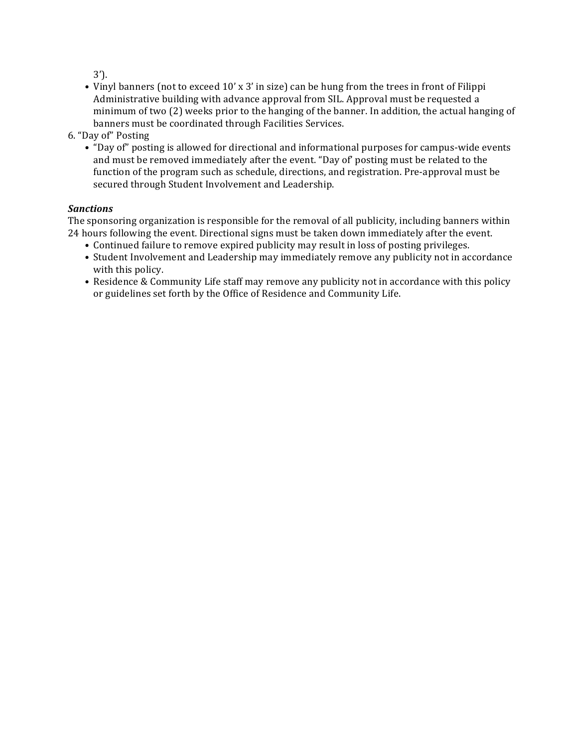3').

- Vinyl banners (not to exceed 10' x 3' in size) can be hung from the trees in front of Filippi Administrative building with advance approval from SIL. Approval must be requested a minimum of two (2) weeks prior to the hanging of the banner. In addition, the actual hanging of banners must be coordinated through Facilities Services.

6. "Day of" Posting
   - "Day of" posting is allowed for directional and informational purposes for campus-wide events and must be removed immediately after the event. "Day of' posting must be related to the function of the program such as schedule, directions, and registration. Pre-approval must be secured through Student Involvement and Leadership.

***Sanctions***

The sponsoring organization is responsible for the removal of all publicity, including banners within 24 hours following the event. Directional signs must be taken down immediately after the event.

- Continued failure to remove expired publicity may result in loss of posting privileges.
- Student Involvement and Leadership may immediately remove any publicity not in accordance with this policy.
- Residence & Community Life staff may remove any publicity not in accordance with this policy or guidelines set forth by the Office of Residence and Community Life.